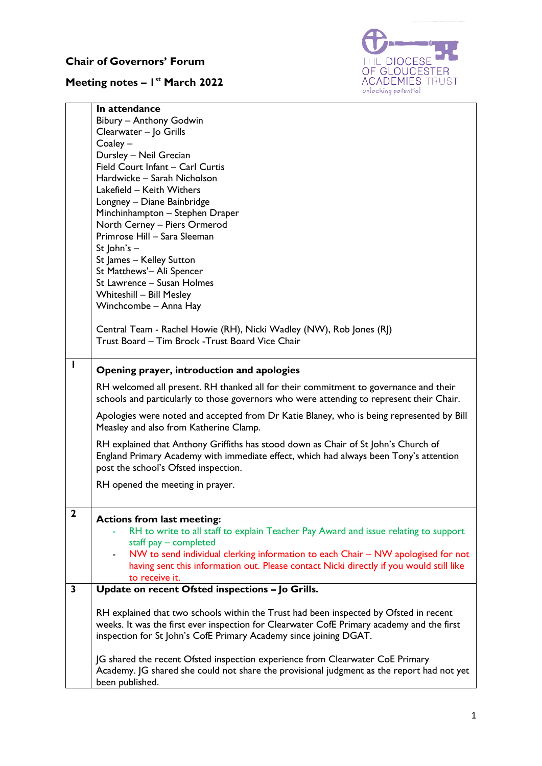**Chair of Governors' Forum**

**Meeting notes – 1st March 2022**

THE DIOCESE OF GLOUCESTER ACADEMIES TRUST
unlocking potential

| | |
|---|---|
| | **In attendance**<br>Bibury – Anthony Godwin<br>Clearwater – Jo Grills<br>Coaley –<br>Dursley – Neil Grecian<br>Field Court Infant – Carl Curtis<br>Hardwicke – Sarah Nicholson<br>Lakefield – Keith Withers<br>Longney – Diane Bainbridge<br>Minchinhampton – Stephen Draper<br>North Cerney – Piers Ormerod<br>Primrose Hill – Sara Sleeman<br>St John's –<br>St James – Kelley Sutton<br>St Matthews'– Ali Spencer<br>St Lawrence – Susan Holmes<br>Whiteshill – Bill Mesley<br>Winchcombe – Anna Hay<br><br>Central Team - Rachel Howie (RH), Nicki Wadley (NW), Rob Jones (RJ)<br>Trust Board – Tim Brock -Trust Board Vice Chair |
| 1 | **Opening prayer, introduction and apologies**<br><br>RH welcomed all present. RH thanked all for their commitment to governance and their schools and particularly to those governors who were attending to represent their Chair.<br><br>Apologies were noted and accepted from Dr Katie Blaney, who is being represented by Bill Measley and also from Katherine Clamp.<br><br>RH explained that Anthony Griffiths has stood down as Chair of St John's Church of England Primary Academy with immediate effect, which had always been Tony's attention post the school's Ofsted inspection.<br><br>RH opened the meeting in prayer. |
| 2 | **Actions from last meeting:**<br>- RH to write to all staff to explain Teacher Pay Award and issue relating to support staff pay – completed<br>- NW to send individual clerking information to each Chair – NW apologised for not having sent this information out. Please contact Nicki directly if you would still like to receive it. |
| 3 | **Update on recent Ofsted inspections – Jo Grills.**<br><br>RH explained that two schools within the Trust had been inspected by Ofsted in recent weeks. It was the first ever inspection for Clearwater CofE Primary academy and the first inspection for St John's CofE Primary Academy since joining DGAT.<br><br>JG shared the recent Ofsted inspection experience from Clearwater CoE Primary Academy. JG shared she could not share the provisional judgment as the report had not yet been published. |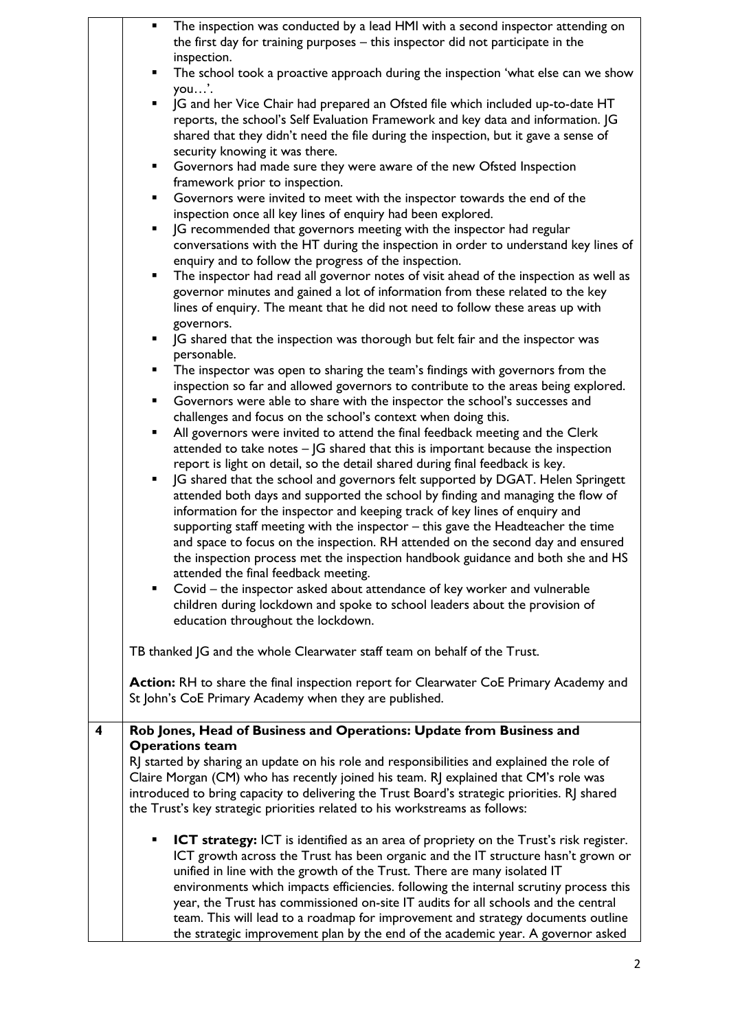- The inspection was conducted by a lead HMI with a second inspector attending on the first day for training purposes – this inspector did not participate in the inspection.
- The school took a proactive approach during the inspection 'what else can we show you…'.
- JG and her Vice Chair had prepared an Ofsted file which included up-to-date HT reports, the school's Self Evaluation Framework and key data and information. JG shared that they didn't need the file during the inspection, but it gave a sense of security knowing it was there.
- Governors had made sure they were aware of the new Ofsted Inspection framework prior to inspection.
- Governors were invited to meet with the inspector towards the end of the inspection once all key lines of enquiry had been explored.
- JG recommended that governors meeting with the inspector had regular conversations with the HT during the inspection in order to understand key lines of enquiry and to follow the progress of the inspection.
- The inspector had read all governor notes of visit ahead of the inspection as well as governor minutes and gained a lot of information from these related to the key lines of enquiry. The meant that he did not need to follow these areas up with governors.
- JG shared that the inspection was thorough but felt fair and the inspector was personable.
- The inspector was open to sharing the team's findings with governors from the inspection so far and allowed governors to contribute to the areas being explored.
- Governors were able to share with the inspector the school's successes and challenges and focus on the school's context when doing this.
- All governors were invited to attend the final feedback meeting and the Clerk attended to take notes – JG shared that this is important because the inspection report is light on detail, so the detail shared during final feedback is key.
- JG shared that the school and governors felt supported by DGAT. Helen Springett attended both days and supported the school by finding and managing the flow of information for the inspector and keeping track of key lines of enquiry and supporting staff meeting with the inspector – this gave the Headteacher the time and space to focus on the inspection. RH attended on the second day and ensured the inspection process met the inspection handbook guidance and both she and HS attended the final feedback meeting.
- Covid – the inspector asked about attendance of key worker and vulnerable children during lockdown and spoke to school leaders about the provision of education throughout the lockdown.

TB thanked JG and the whole Clearwater staff team on behalf of the Trust.

**Action:** RH to share the final inspection report for Clearwater CoE Primary Academy and St John's CoE Primary Academy when they are published.

**4 Rob Jones, Head of Business and Operations: Update from Business and Operations team**

RJ started by sharing an update on his role and responsibilities and explained the role of Claire Morgan (CM) who has recently joined his team. RJ explained that CM's role was introduced to bring capacity to delivering the Trust Board's strategic priorities. RJ shared the Trust's key strategic priorities related to his workstreams as follows:

- **ICT strategy:** ICT is identified as an area of propriety on the Trust's risk register. ICT growth across the Trust has been organic and the IT structure hasn't grown or unified in line with the growth of the Trust. There are many isolated IT environments which impacts efficiencies. following the internal scrutiny process this year, the Trust has commissioned on-site IT audits for all schools and the central team. This will lead to a roadmap for improvement and strategy documents outline the strategic improvement plan by the end of the academic year. A governor asked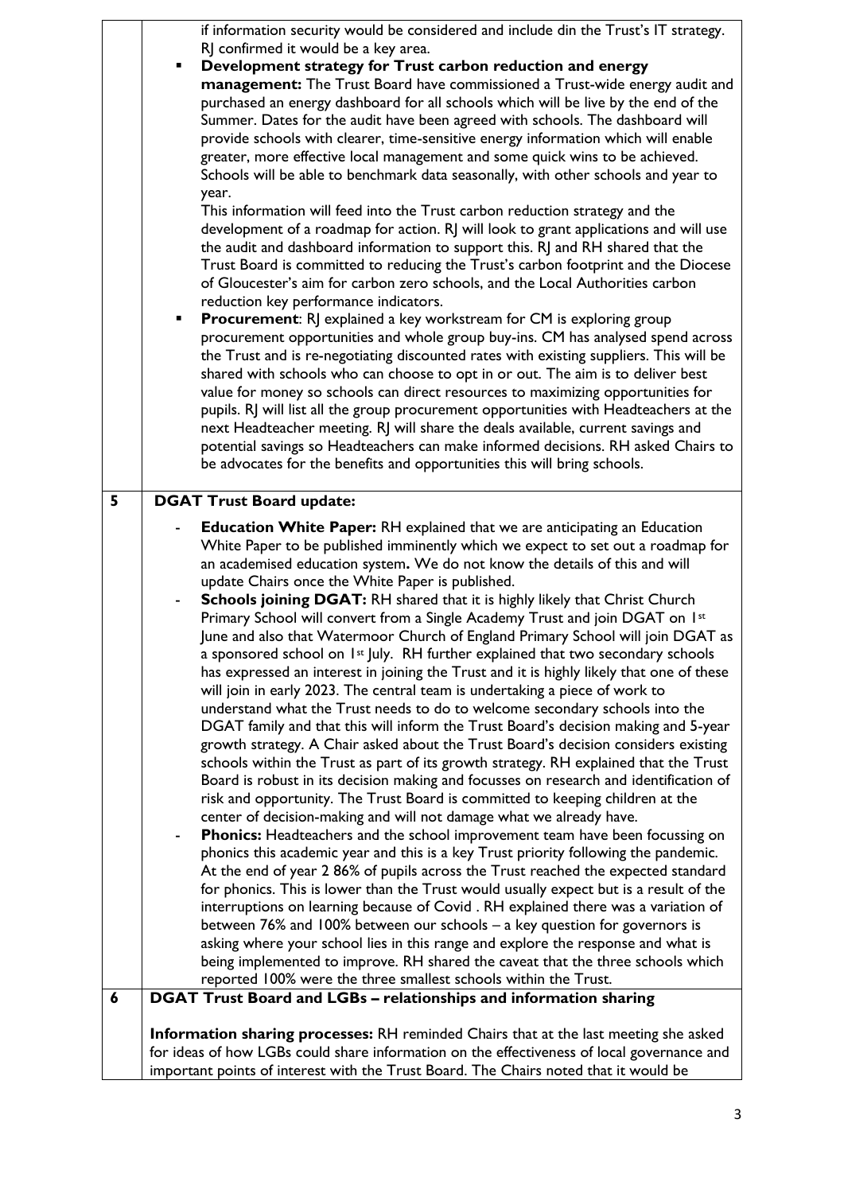| | |
|---|---|
| | if information security would be considered and include din the Trust's IT strategy. RJ confirmed it would be a key area.<br>▪ **Development strategy for Trust carbon reduction and energy management:** The Trust Board have commissioned a Trust-wide energy audit and purchased an energy dashboard for all schools which will be live by the end of the Summer. Dates for the audit have been agreed with schools. The dashboard will provide schools with clearer, time-sensitive energy information which will enable greater, more effective local management and some quick wins to be achieved. Schools will be able to benchmark data seasonally, with other schools and year to year.<br>This information will feed into the Trust carbon reduction strategy and the development of a roadmap for action. RJ will look to grant applications and will use the audit and dashboard information to support this. RJ and RH shared that the Trust Board is committed to reducing the Trust's carbon footprint and the Diocese of Gloucester's aim for carbon zero schools, and the Local Authorities carbon reduction key performance indicators.<br>▪ **Procurement**: RJ explained a key workstream for CM is exploring group procurement opportunities and whole group buy-ins. CM has analysed spend across the Trust and is re-negotiating discounted rates with existing suppliers. This will be shared with schools who can choose to opt in or out. The aim is to deliver best value for money so schools can direct resources to maximizing opportunities for pupils. RJ will list all the group procurement opportunities with Headteachers at the next Headteacher meeting. RJ will share the deals available, current savings and potential savings so Headteachers can make informed decisions. RH asked Chairs to be advocates for the benefits and opportunities this will bring schools. |
| 5 | **DGAT Trust Board update:**<br>- **Education White Paper:** RH explained that we are anticipating an Education White Paper to be published imminently which we expect to set out a roadmap for an academised education system**.** We do not know the details of this and will update Chairs once the White Paper is published.<br>- **Schools joining DGAT:** RH shared that it is highly likely that Christ Church Primary School will convert from a Single Academy Trust and join DGAT on 1st June and also that Watermoor Church of England Primary School will join DGAT as a sponsored school on 1st July. RH further explained that two secondary schools has expressed an interest in joining the Trust and it is highly likely that one of these will join in early 2023. The central team is undertaking a piece of work to understand what the Trust needs to do to welcome secondary schools into the DGAT family and that this will inform the Trust Board's decision making and 5-year growth strategy. A Chair asked about the Trust Board's decision considers existing schools within the Trust as part of its growth strategy. RH explained that the Trust Board is robust in its decision making and focusses on research and identification of risk and opportunity. The Trust Board is committed to keeping children at the center of decision-making and will not damage what we already have.<br>- **Phonics:** Headteachers and the school improvement team have been focussing on phonics this academic year and this is a key Trust priority following the pandemic. At the end of year 2 86% of pupils across the Trust reached the expected standard for phonics. This is lower than the Trust would usually expect but is a result of the interruptions on learning because of Covid . RH explained there was a variation of between 76% and 100% between our schools – a key question for governors is asking where your school lies in this range and explore the response and what is being implemented to improve. RH shared the caveat that the three schools which reported 100% were the three smallest schools within the Trust. |
| 6 | **DGAT Trust Board and LGBs – relationships and information sharing**<br><br>**Information sharing processes:** RH reminded Chairs that at the last meeting she asked for ideas of how LGBs could share information on the effectiveness of local governance and important points of interest with the Trust Board. The Chairs noted that it would be |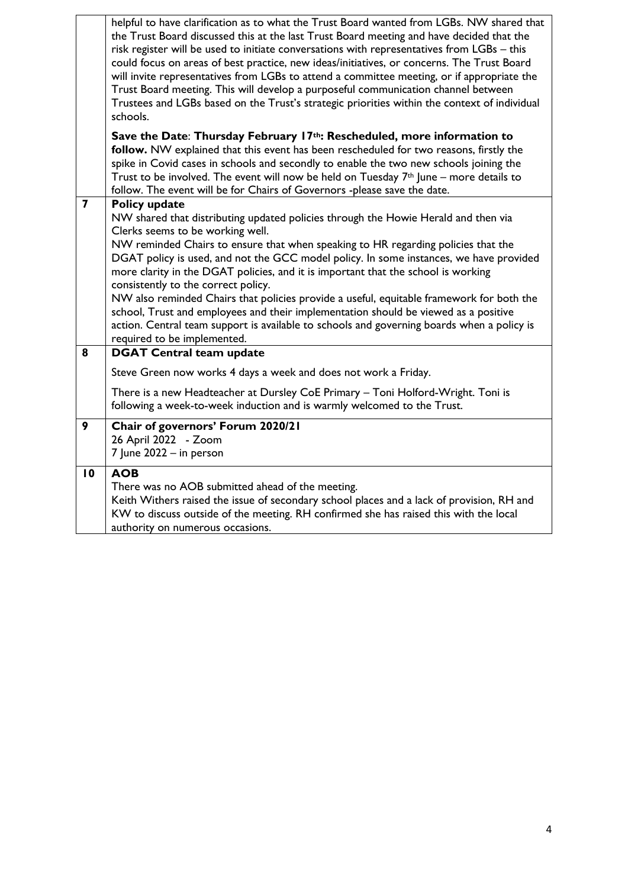| | |
|---|---|
| | helpful to have clarification as to what the Trust Board wanted from LGBs. NW shared that the Trust Board discussed this at the last Trust Board meeting and have decided that the risk register will be used to initiate conversations with representatives from LGBs – this could focus on areas of best practice, new ideas/initiatives, or concerns. The Trust Board will invite representatives from LGBs to attend a committee meeting, or if appropriate the Trust Board meeting. This will develop a purposeful communication channel between Trustees and LGBs based on the Trust's strategic priorities within the context of individual schools.<br><br>**Save the Date**: **Thursday February 17th: Rescheduled, more information to follow.** NW explained that this event has been rescheduled for two reasons, firstly the spike in Covid cases in schools and secondly to enable the two new schools joining the Trust to be involved. The event will now be held on Tuesday 7th June – more details to follow. The event will be for Chairs of Governors -please save the date. |
| **7** | **Policy update**<br>NW shared that distributing updated policies through the Howie Herald and then via Clerks seems to be working well.<br>NW reminded Chairs to ensure that when speaking to HR regarding policies that the DGAT policy is used, and not the GCC model policy. In some instances, we have provided more clarity in the DGAT policies, and it is important that the school is working consistently to the correct policy.<br>NW also reminded Chairs that policies provide a useful, equitable framework for both the school, Trust and employees and their implementation should be viewed as a positive action. Central team support is available to schools and governing boards when a policy is required to be implemented. |
| **8** | **DGAT Central team update**<br><br>Steve Green now works 4 days a week and does not work a Friday.<br><br>There is a new Headteacher at Dursley CoE Primary – Toni Holford-Wright. Toni is following a week-to-week induction and is warmly welcomed to the Trust. |
| **9** | **Chair of governors' Forum 2020/21**<br>26 April 2022 - Zoom<br>7 June 2022 – in person |
| **10** | **AOB**<br>There was no AOB submitted ahead of the meeting.<br>Keith Withers raised the issue of secondary school places and a lack of provision, RH and KW to discuss outside of the meeting. RH confirmed she has raised this with the local authority on numerous occasions. |